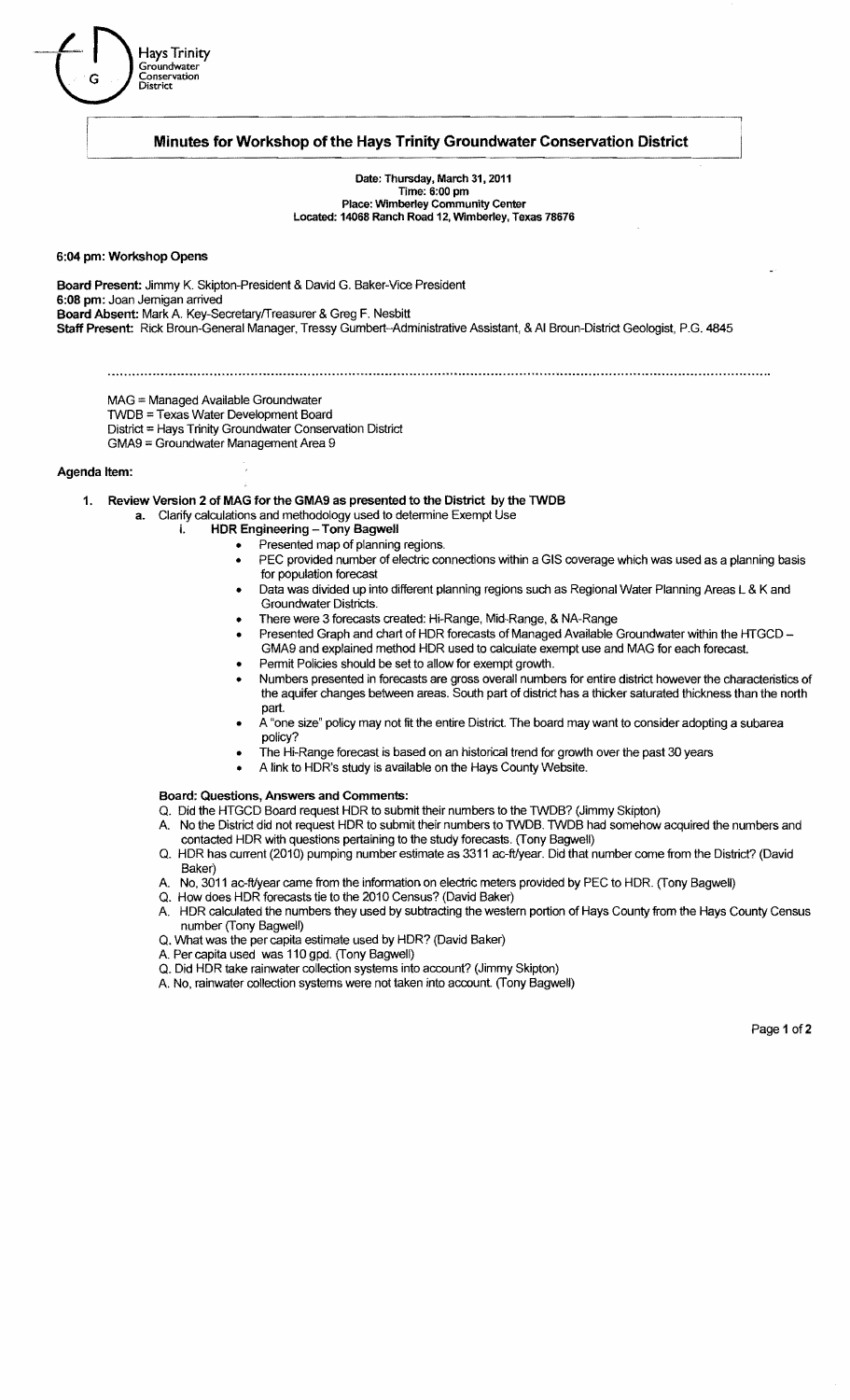Hays Trinity Groundwater Conservation District

# Minutes for Workshop of the Hays Trinity Groundwater Conservation District

**Date: Thursday, March 31, 2011**
**Time: 6:00 pm**
**Place: Wimberley Community Center**
**Located: 14068 Ranch Road 12, Wimberley, Texas 78676**

**6:04 pm: Workshop Opens**

**Board Present:** Jimmy K. Skipton-President & David G. Baker-Vice President
**6:08 pm:** Joan Jernigan arrived
**Board Absent:** Mark A. Key-Secretary/Treasurer & Greg F. Nesbitt
**Staff Present:** Rick Broun-General Manager, Tressy Gumbert-Administrative Assistant, & Al Broun-District Geologist, P.G. 4845

MAG = Managed Available Groundwater
TWDB = Texas Water Development Board
District = Hays Trinity Groundwater Conservation District
GMA9 = Groundwater Management Area 9

**Agenda Item:**

1. **Review Version 2 of MAG for the GMA9 as presented to the District by the TWDB**
   a. Clarify calculations and methodology used to determine Exempt Use
      i. **HDR Engineering – Tony Bagwell**
         - Presented map of planning regions.
         - PEC provided number of electric connections within a GIS coverage which was used as a planning basis for population forecast
         - Data was divided up into different planning regions such as Regional Water Planning Areas L & K and Groundwater Districts.
         - There were 3 forecasts created: Hi-Range, Mid-Range, & NA-Range
         - Presented Graph and chart of HDR forecasts of Managed Available Groundwater within the HTGCD – GMA9 and explained method HDR used to calculate exempt use and MAG for each forecast.
         - Permit Policies should be set to allow for exempt growth.
         - Numbers presented in forecasts are gross overall numbers for entire district however the characteristics of the aquifer changes between areas. South part of district has a thicker saturated thickness than the north part.
         - A "one size" policy may not fit the entire District. The board may want to consider adopting a subarea policy?
         - The Hi-Range forecast is based on an historical trend for growth over the past 30 years
         - A link to HDR's study is available on the Hays County Website.

**Board: Questions, Answers and Comments:**

Q. Did the HTGCD Board request HDR to submit their numbers to the TWDB? (Jimmy Skipton)
A. No the District did not request HDR to submit their numbers to TWDB. TWDB had somehow acquired the numbers and contacted HDR with questions pertaining to the study forecasts. (Tony Bagwell)
Q. HDR has current (2010) pumping number estimate as 3311 ac-ft/year. Did that number come from the District? (David Baker)
A. No, 3011 ac-ft/year came from the information on electric meters provided by PEC to HDR. (Tony Bagwell)
Q. How does HDR forecasts tie to the 2010 Census? (David Baker)
A. HDR calculated the numbers they used by subtracting the western portion of Hays County from the Hays County Census number (Tony Bagwell)
Q. What was the per capita estimate used by HDR? (David Baker)
A. Per capita used was 110 gpd. (Tony Bagwell)
Q. Did HDR take rainwater collection systems into account? (Jimmy Skipton)
A. No, rainwater collection systems were not taken into account. (Tony Bagwell)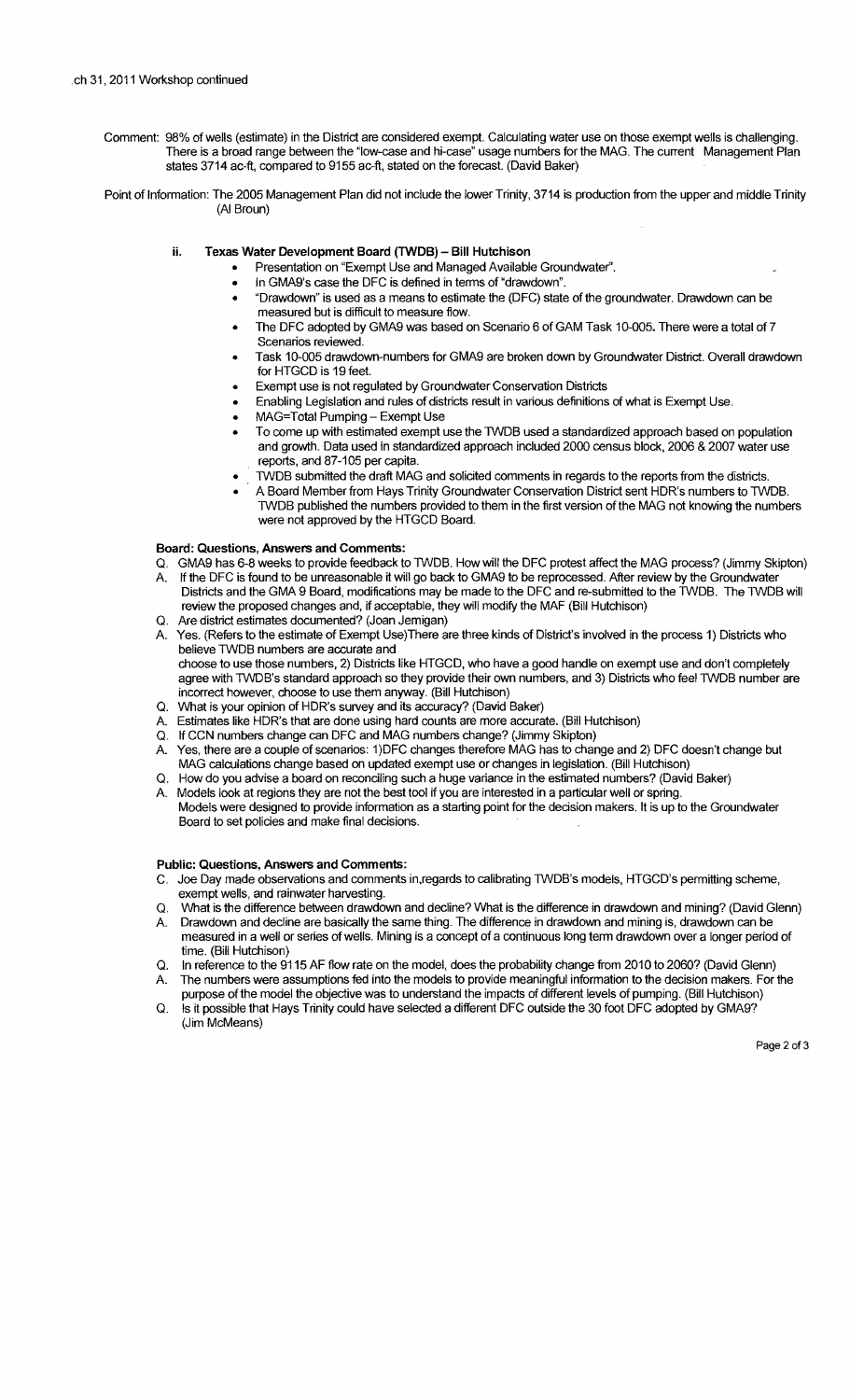ch 31, 2011 Workshop continued

Comment: 98% of wells (estimate) in the District are considered exempt. Calculating water use on those exempt wells is challenging. There is a broad range between the "low-case and hi-case" usage numbers for the MAG. The current Management Plan states 3714 ac-ft, compared to 9155 ac-ft, stated on the forecast. (David Baker)

Point of Information: The 2005 Management Plan did not include the lower Trinity, 3714 is production from the upper and middle Trinity (Al Broun)

### ii. Texas Water Development Board (TWDB) – Bill Hutchison

- Presentation on "Exempt Use and Managed Available Groundwater".
- In GMA9's case the DFC is defined in terms of "drawdown".
- "Drawdown" is used as a means to estimate the (DFC) state of the groundwater. Drawdown can be measured but is difficult to measure flow.
- The DFC adopted by GMA9 was based on Scenario 6 of GAM Task 10-005. There were a total of 7 Scenarios reviewed.
- Task 10-005 drawdown-numbers for GMA9 are broken down by Groundwater District. Overall drawdown for HTGCD is 19 feet.
- Exempt use is not regulated by Groundwater Conservation Districts
- Enabling Legislation and rules of districts result in various definitions of what is Exempt Use.
- MAG=Total Pumping – Exempt Use
- To come up with estimated exempt use the TWDB used a standardized approach based on population and growth. Data used in standardized approach included 2000 census block, 2006 & 2007 water use reports, and 87-105 per capita.
- TWDB submitted the draft MAG and solicited comments in regards to the reports from the districts.
- A Board Member from Hays Trinity Groundwater Conservation District sent HDR's numbers to TWDB. TWDB published the numbers provided to them in the first version of the MAG not knowing the numbers were not approved by the HTGCD Board.

**Board: Questions, Answers and Comments:**

Q. GMA9 has 6-8 weeks to provide feedback to TWDB. How will the DFC protest affect the MAG process? (Jimmy Skipton)

A. If the DFC is found to be unreasonable it will go back to GMA9 to be reprocessed. After review by the Groundwater Districts and the GMA 9 Board, modifications may be made to the DFC and re-submitted to the TWDB. The TWDB will review the proposed changes and, if acceptable, they will modify the MAF (Bill Hutchison)

Q. Are district estimates documented? (Joan Jernigan)

A. Yes. (Refers to the estimate of Exempt Use)There are three kinds of District's involved in the process 1) Districts who believe TWDB numbers are accurate and choose to use those numbers, 2) Districts like HTGCD, who have a good handle on exempt use and don't completely agree with TWDB's standard approach so they provide their own numbers, and 3) Districts who feel TWDB number are incorrect however, choose to use them anyway. (Bill Hutchison)

Q. What is your opinion of HDR's survey and its accuracy? (David Baker)

A. Estimates like HDR's that are done using hard counts are more accurate. (Bill Hutchison)

Q. If CCN numbers change can DFC and MAG numbers change? (Jimmy Skipton)

A. Yes, there are a couple of scenarios: 1)DFC changes therefore MAG has to change and 2) DFC doesn't change but MAG calculations change based on updated exempt use or changes in legislation. (Bill Hutchison)

Q. How do you advise a board on reconciling such a huge variance in the estimated numbers? (David Baker)

A. Models look at regions they are not the best tool if you are interested in a particular well or spring. Models were designed to provide information as a starting point for the decision makers. It is up to the Groundwater Board to set policies and make final decisions.

**Public: Questions, Answers and Comments:**

C. Joe Day made observations and comments in regards to calibrating TWDB's models, HTGCD's permitting scheme, exempt wells, and rainwater harvesting.

Q. What is the difference between drawdown and decline? What is the difference in drawdown and mining? (David Glenn)

A. Drawdown and decline are basically the same thing. The difference in drawdown and mining is, drawdown can be measured in a well or series of wells. Mining is a concept of a continuous long term drawdown over a longer period of time. (Bill Hutchison)

Q. In reference to the 9115 AF flow rate on the model, does the probability change from 2010 to 2060? (David Glenn)

A. The numbers were assumptions fed into the models to provide meaningful information to the decision makers. For the purpose of the model the objective was to understand the impacts of different levels of pumping. (Bill Hutchison)

Q. Is it possible that Hays Trinity could have selected a different DFC outside the 30 foot DFC adopted by GMA9? (Jim McMeans)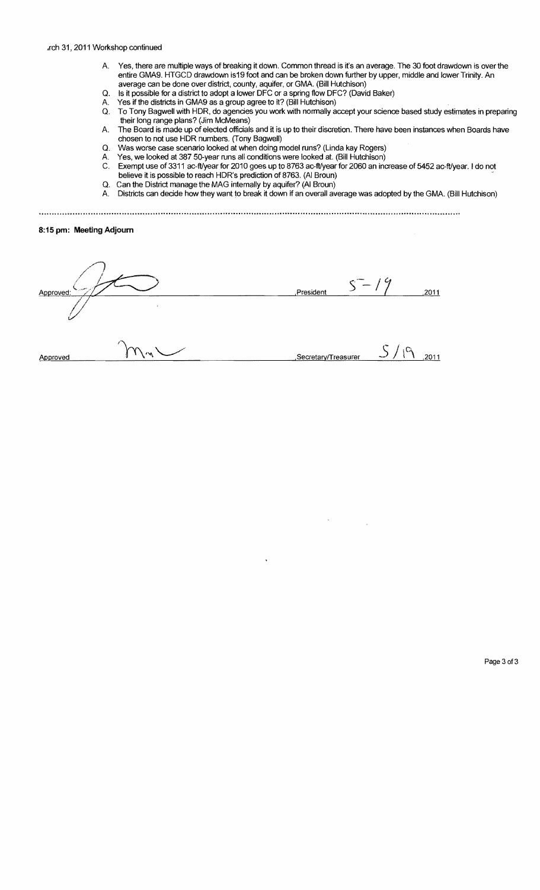.rch 31, 2011 Workshop continued

A. Yes, there are multiple ways of breaking it down. Common thread is it's an average. The 30 foot drawdown is over the entire GMA9. HTGCD drawdown is19 foot and can be broken down further by upper, middle and lower Trinity. An average can be done over district, county, aquifer, or GMA. (Bill Hutchison)

Q. Is it possible for a district to adopt a lower DFC or a spring flow DFC? (David Baker)

A. Yes if the districts in GMA9 as a group agree to it? (Bill Hutchison)

Q. To Tony Bagwell with HDR, do agencies you work with normally accept your science based study estimates in preparing their long range plans? (Jim McMeans)

A. The Board is made up of elected officials and it is up to their discretion. There have been instances when Boards have chosen to not use HDR numbers. (Tony Bagwell)

Q. Was worse case scenario looked at when doing model runs? (Linda kay Rogers)

A. Yes, we looked at 387 50-year runs all conditions were looked at. (Bill Hutchison)

C. Exempt use of 3311 ac-ft/year for 2010 goes up to 8763 ac-ft/year for 2060 an increase of 5452 ac-ft/year. I do not believe it is possible to reach HDR's prediction of 8763. (Al Broun)

Q. Can the District manage the MAG internally by aquifer? (Al Broun)

A. Districts can decide how they want to break it down if an overall average was adopted by the GMA. (Bill Hutchison)

---

**8:15 pm: Meeting Adjourn**

Approved: _______________ ,President 5-19 ,2011

Approved _______________ ,Secretary/Treasurer 5/19 ,2011